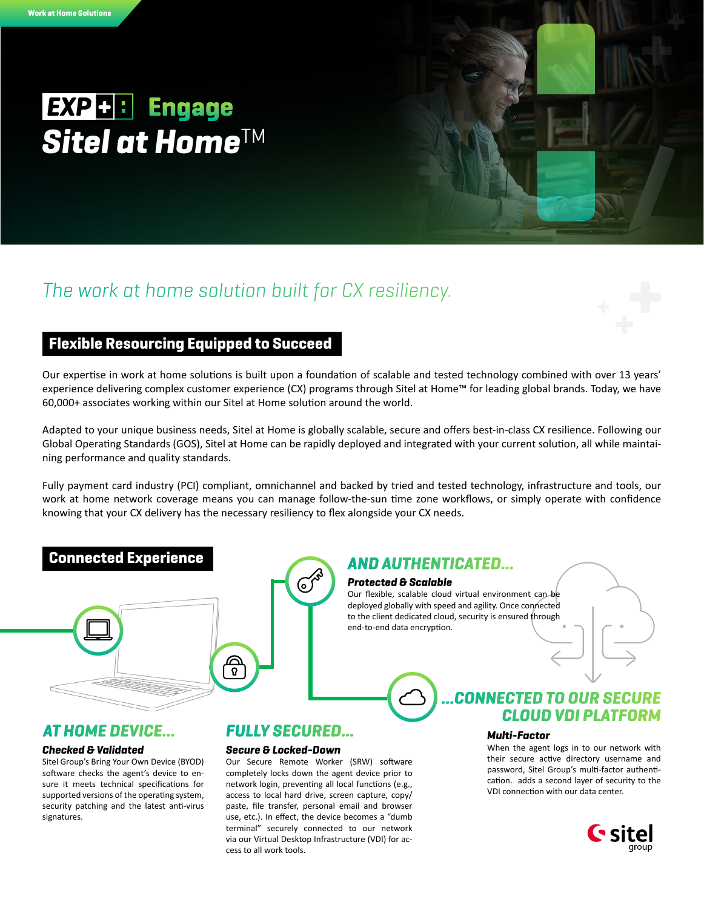Work at Home Solutions

# EXP+: Engage
# Sitel at Home™

*The work at home solution built for CX resiliency.*

## Flexible Resourcing Equipped to Succeed

Our expertise in work at home solutions is built upon a foundation of scalable and tested technology combined with over 13 years' experience delivering complex customer experience (CX) programs through Sitel at Home™ for leading global brands. Today, we have 60,000+ associates working within our Sitel at Home solution around the world.

Adapted to your unique business needs, Sitel at Home is globally scalable, secure and offers best-in-class CX resilience. Following our Global Operating Standards (GOS), Sitel at Home can be rapidly deployed and integrated with your current solution, all while maintaining performance and quality standards.

Fully payment card industry (PCI) compliant, omnichannel and backed by tried and tested technology, infrastructure and tools, our work at home network coverage means you can manage follow-the-sun time zone workflows, or simply operate with confidence knowing that your CX delivery has the necessary resiliency to flex alongside your CX needs.

## Connected Experience

### AT HOME DEVICE...

**Checked & Validated**

Sitel Group's Bring Your Own Device (BYOD) software checks the agent's device to ensure it meets technical specifications for supported versions of the operating system, security patching and the latest anti-virus signatures.

### FULLY SECURED...

**Secure & Locked-Down**

Our Secure Remote Worker (SRW) software completely locks down the agent device prior to network login, preventing all local functions (e.g., access to local hard drive, screen capture, copy/paste, file transfer, personal email and browser use, etc.). In effect, the device becomes a "dumb terminal" securely connected to our network via our Virtual Desktop Infrastructure (VDI) for access to all work tools.

### AND AUTHENTICATED...

**Protected & Scalable**

Our flexible, scalable cloud virtual environment can be deployed globally with speed and agility. Once connected to the client dedicated cloud, security is ensured through end-to-end data encryption.

### ...CONNECTED TO OUR SECURE CLOUD VDI PLATFORM

**Multi-Factor**

When the agent logs in to our network with their secure active directory username and password, Sitel Group's multi-factor authentication. adds a second layer of security to the VDI connection with our data center.

sitel group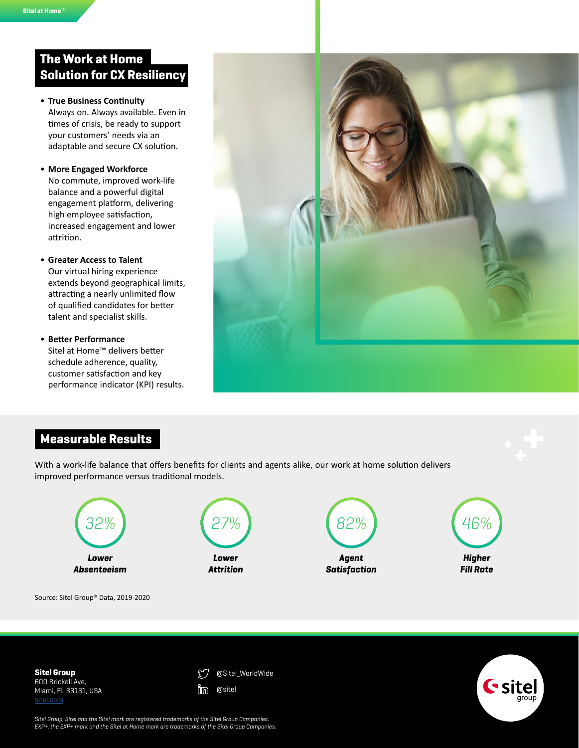## The Work at Home Solution for CX Resiliency

- **True Business Continuity**
  Always on. Always available. Even in times of crisis, be ready to support your customers' needs via an adaptable and secure CX solution.
- **More Engaged Workforce**
  No commute, improved work-life balance and a powerful digital engagement platform, delivering high employee satisfaction, increased engagement and lower attrition.
- **Greater Access to Talent**
  Our virtual hiring experience extends beyond geographical limits, attracting a nearly unlimited flow of qualified candidates for better talent and specialist skills.
- **Better Performance**
  Sitel at Home™ delivers better schedule adherence, quality, customer satisfaction and key performance indicator (KPI) results.

## Measurable Results

With a work-life balance that offers benefits for clients and agents alike, our work at home solution delivers improved performance versus traditional models.

32%
***Lower Absenteeism***

27%
***Lower Attrition***

82%
***Agent Satisfaction***

46%
***Higher Fill Rate***

Source: Sitel Group® Data, 2019-2020

**Sitel Group**
600 Brickell Ave,
Miami, FL 33131, USA
sitel.com

@Sitel_WorldWide
@sitel

*Sitel Group, Sitel and the Sitel mark are registered trademarks of the Sitel Group Companies.*
*EXP+, the EXP+ mark and the Sitel at Home mark are trademarks of the Sitel Group Companies.*